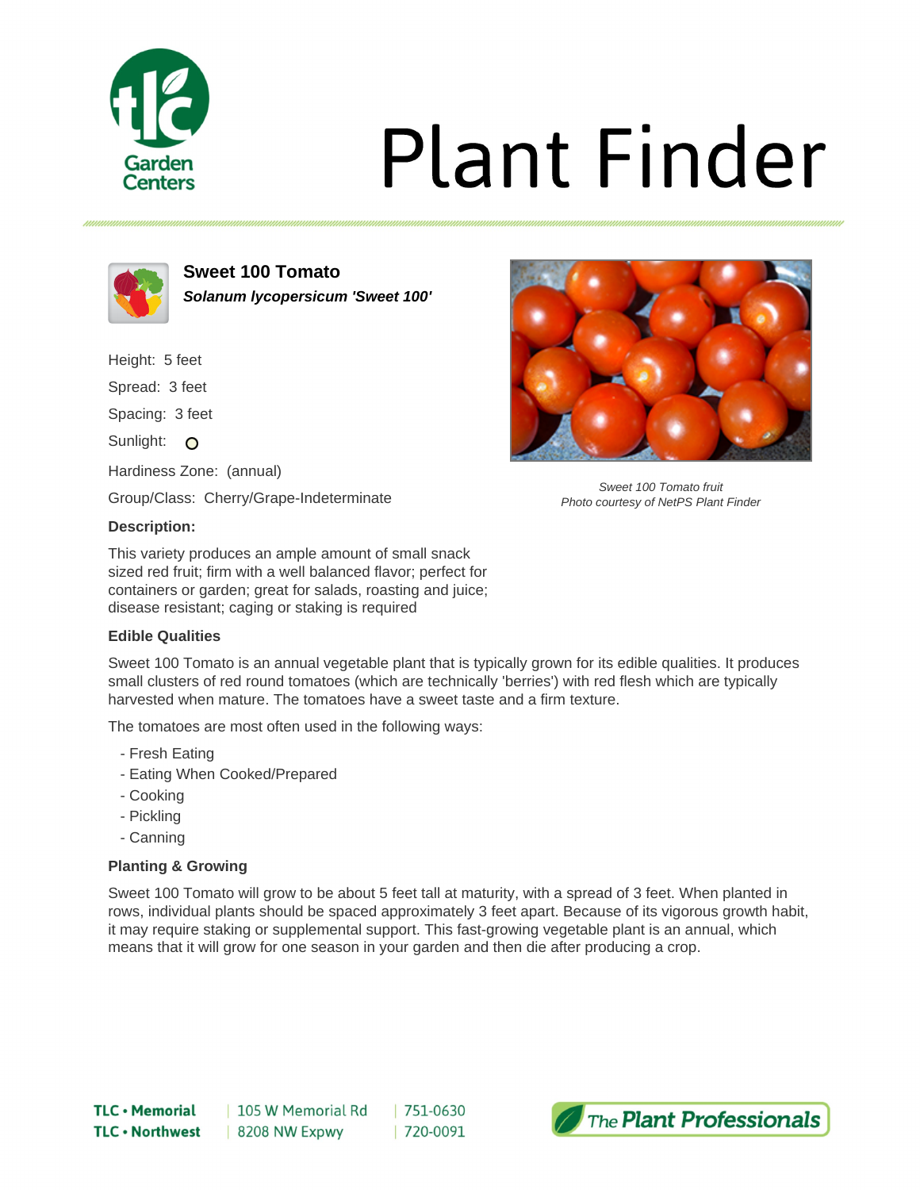# Plant Finder

## Sweet 100 Tomato

***Solanum lycopersicum 'Sweet 100'***

Height: 5 feet

Spread: 3 feet

Spacing: 3 feet

Sunlight:

Hardiness Zone: (annual)

Group/Class: Cherry/Grape-Indeterminate

*Sweet 100 Tomato fruit*
*Photo courtesy of NetPS Plant Finder*

### Description:

This variety produces an ample amount of small snack sized red fruit; firm with a well balanced flavor; perfect for containers or garden; great for salads, roasting and juice; disease resistant; caging or staking is required

### Edible Qualities

Sweet 100 Tomato is an annual vegetable plant that is typically grown for its edible qualities. It produces small clusters of red round tomatoes (which are technically 'berries') with red flesh which are typically harvested when mature. The tomatoes have a sweet taste and a firm texture.

The tomatoes are most often used in the following ways:

- Fresh Eating
- Eating When Cooked/Prepared
- Cooking
- Pickling
- Canning

### Planting & Growing

Sweet 100 Tomato will grow to be about 5 feet tall at maturity, with a spread of 3 feet. When planted in rows, individual plants should be spaced approximately 3 feet apart. Because of its vigorous growth habit, it may require staking or supplemental support. This fast-growing vegetable plant is an annual, which means that it will grow for one season in your garden and then die after producing a crop.

**TLC • Memorial** | 105 W Memorial Rd | 751-0630
**TLC • Northwest** | 8208 NW Expwy | 720-0091

*The Plant Professionals*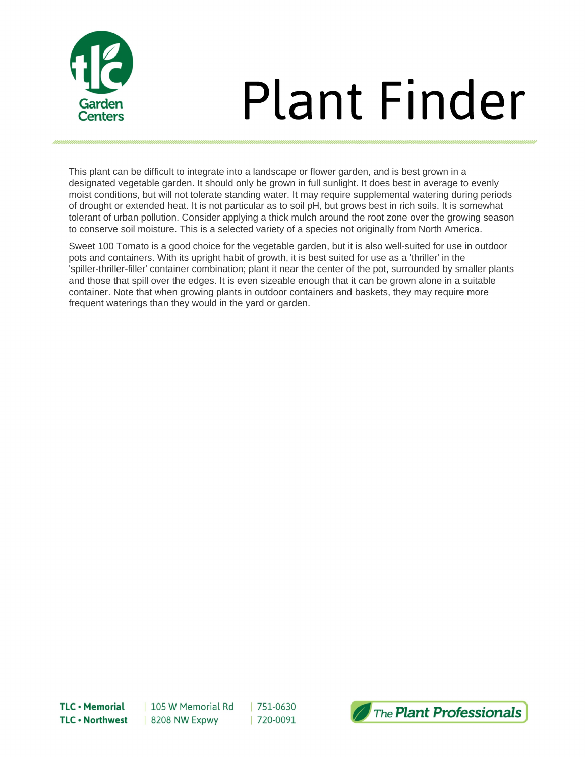# Plant Finder

This plant can be difficult to integrate into a landscape or flower garden, and is best grown in a designated vegetable garden. It should only be grown in full sunlight. It does best in average to evenly moist conditions, but will not tolerate standing water. It may require supplemental watering during periods of drought or extended heat. It is not particular as to soil pH, but grows best in rich soils. It is somewhat tolerant of urban pollution. Consider applying a thick mulch around the root zone over the growing season to conserve soil moisture. This is a selected variety of a species not originally from North America.

Sweet 100 Tomato is a good choice for the vegetable garden, but it is also well-suited for use in outdoor pots and containers. With its upright habit of growth, it is best suited for use as a 'thriller' in the 'spiller-thriller-filler' container combination; plant it near the center of the pot, surrounded by smaller plants and those that spill over the edges. It is even sizeable enough that it can be grown alone in a suitable container. Note that when growing plants in outdoor containers and baskets, they may require more frequent waterings than they would in the yard or garden.